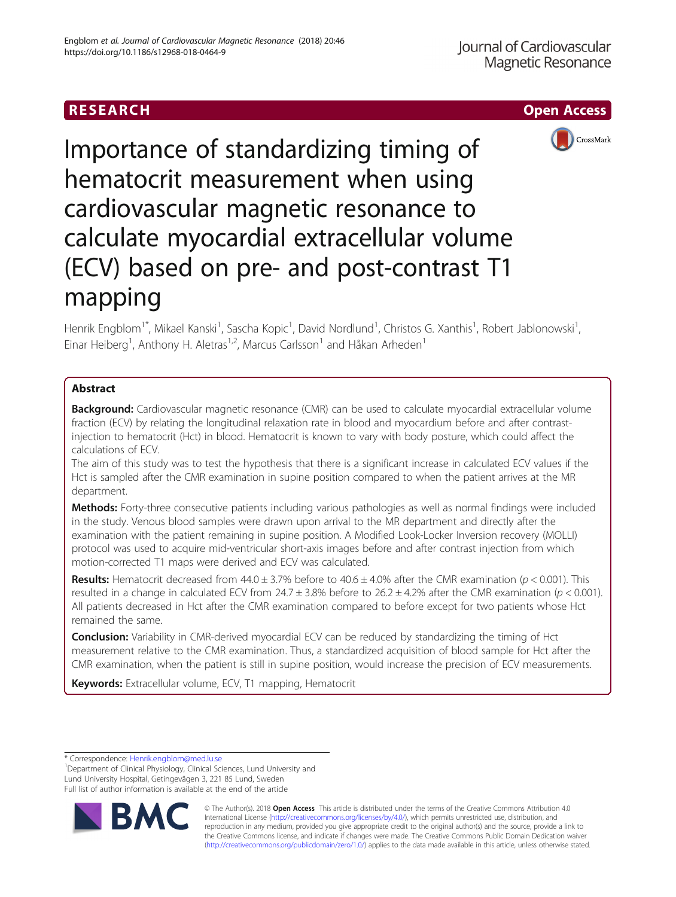RESEARCH

Open Access

# Importance of standardizing timing of hematocrit measurement when using cardiovascular magnetic resonance to calculate myocardial extracellular volume (ECV) based on pre- and post-contrast T1 mapping

Henrik Engblom[1*], Mikael Kanski[1], Sascha Kopic[1], David Nordlund[1], Christos G. Xanthis[1], Robert Jablonowski[1], Einar Heiberg[1], Anthony H. Aletras[1,2], Marcus Carlsson[1] and Håkan Arheden[1]

## Abstract

**Background:** Cardiovascular magnetic resonance (CMR) can be used to calculate myocardial extracellular volume fraction (ECV) by relating the longitudinal relaxation rate in blood and myocardium before and after contrast-injection to hematocrit (Hct) in blood. Hematocrit is known to vary with body posture, which could affect the calculations of ECV.

The aim of this study was to test the hypothesis that there is a significant increase in calculated ECV values if the Hct is sampled after the CMR examination in supine position compared to when the patient arrives at the MR department.

**Methods:** Forty-three consecutive patients including various pathologies as well as normal findings were included in the study. Venous blood samples were drawn upon arrival to the MR department and directly after the examination with the patient remaining in supine position. A Modified Look-Locker Inversion recovery (MOLLI) protocol was used to acquire mid-ventricular short-axis images before and after contrast injection from which motion-corrected T1 maps were derived and ECV was calculated.

**Results:** Hematocrit decreased from 44.0 ± 3.7% before to 40.6 ± 4.0% after the CMR examination ($p < 0.001$). This resulted in a change in calculated ECV from 24.7 ± 3.8% before to 26.2 ± 4.2% after the CMR examination ($p < 0.001$). All patients decreased in Hct after the CMR examination compared to before except for two patients whose Hct remained the same.

**Conclusion:** Variability in CMR-derived myocardial ECV can be reduced by standardizing the timing of Hct measurement relative to the CMR examination. Thus, a standardized acquisition of blood sample for Hct after the CMR examination, when the patient is still in supine position, would increase the precision of ECV measurements.

**Keywords:** Extracellular volume, ECV, T1 mapping, Hematocrit

* Correspondence: Henrik.engblom@med.lu.se
[1]Department of Clinical Physiology, Clinical Sciences, Lund University and Lund University Hospital, Getingevägen 3, 221 85 Lund, Sweden
Full list of author information is available at the end of the article

© The Author(s). 2018 **Open Access** This article is distributed under the terms of the Creative Commons Attribution 4.0 International License (http://creativecommons.org/licenses/by/4.0/), which permits unrestricted use, distribution, and reproduction in any medium, provided you give appropriate credit to the original author(s) and the source, provide a link to the Creative Commons license, and indicate if changes were made. The Creative Commons Public Domain Dedication waiver (http://creativecommons.org/publicdomain/zero/1.0/) applies to the data made available in this article, unless otherwise stated.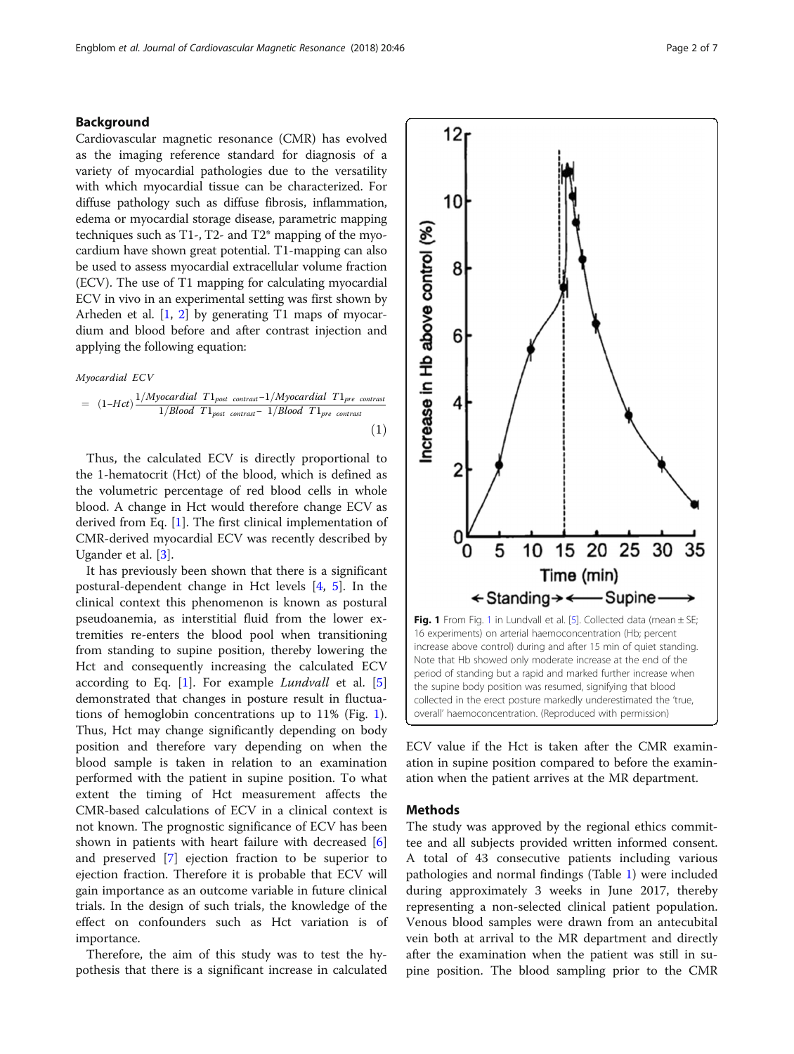## Background

Cardiovascular magnetic resonance (CMR) has evolved as the imaging reference standard for diagnosis of a variety of myocardial pathologies due to the versatility with which myocardial tissue can be characterized. For diffuse pathology such as diffuse fibrosis, inflammation, edema or myocardial storage disease, parametric mapping techniques such as T1-, T2- and T2* mapping of the myocardium have shown great potential. T1-mapping can also be used to assess myocardial extracellular volume fraction (ECV). The use of T1 mapping for calculating myocardial ECV in vivo in an experimental setting was first shown by Arheden et al. [1, 2] by generating T1 maps of myocardium and blood before and after contrast injection and applying the following equation:

$$\text{Myocardial ECV} = (1-Hct)\frac{1/\text{Myocardial } T1_{post\ contrast} - 1/\text{Myocardial } T1_{pre\ contrast}}{1/\text{Blood } T1_{post\ contrast} - 1/\text{Blood } T1_{pre\ contrast}} \quad (1)$$

Thus, the calculated ECV is directly proportional to the 1-hematocrit (Hct) of the blood, which is defined as the volumetric percentage of red blood cells in whole blood. A change in Hct would therefore change ECV as derived from Eq. [1]. The first clinical implementation of CMR-derived myocardial ECV was recently described by Ugander et al. [3].

It has previously been shown that there is a significant postural-dependent change in Hct levels [4, 5]. In the clinical context this phenomenon is known as postural pseudoanemia, as interstitial fluid from the lower extremities re-enters the blood pool when transitioning from standing to supine position, thereby lowering the Hct and consequently increasing the calculated ECV according to Eq. [1]. For example *Lundvall* et al. [5] demonstrated that changes in posture result in fluctuations of hemoglobin concentrations up to 11% (Fig. 1). Thus, Hct may change significantly depending on body position and therefore vary depending on when the blood sample is taken in relation to an examination performed with the patient in supine position. To what extent the timing of Hct measurement affects the CMR-based calculations of ECV in a clinical context is not known. The prognostic significance of ECV has been shown in patients with heart failure with decreased [6] and preserved [7] ejection fraction to be superior to ejection fraction. Therefore it is probable that ECV will gain importance as an outcome variable in future clinical trials. In the design of such trials, the knowledge of the effect on confounders such as Hct variation is of importance.

Therefore, the aim of this study was to test the hypothesis that there is a significant increase in calculated ECV value if the Hct is taken after the CMR examination in supine position compared to before the examination when the patient arrives at the MR department.

**Fig. 1** From Fig. 1 in Lundvall et al. [5]. Collected data (mean ± SE; 16 experiments) on arterial haemoconcentration (Hb; percent increase above control) during and after 15 min of quiet standing. Note that Hb showed only moderate increase at the end of the period of standing but a rapid and marked further increase when the supine body position was resumed, signifying that blood collected in the erect posture markedly underestimated the 'true, overall' haemoconcentration. (Reproduced with permission)

## Methods

The study was approved by the regional ethics committee and all subjects provided written informed consent. A total of 43 consecutive patients including various pathologies and normal findings (Table 1) were included during approximately 3 weeks in June 2017, thereby representing a non-selected clinical patient population. Venous blood samples were drawn from an antecubital vein both at arrival to the MR department and directly after the examination when the patient was still in supine position. The blood sampling prior to the CMR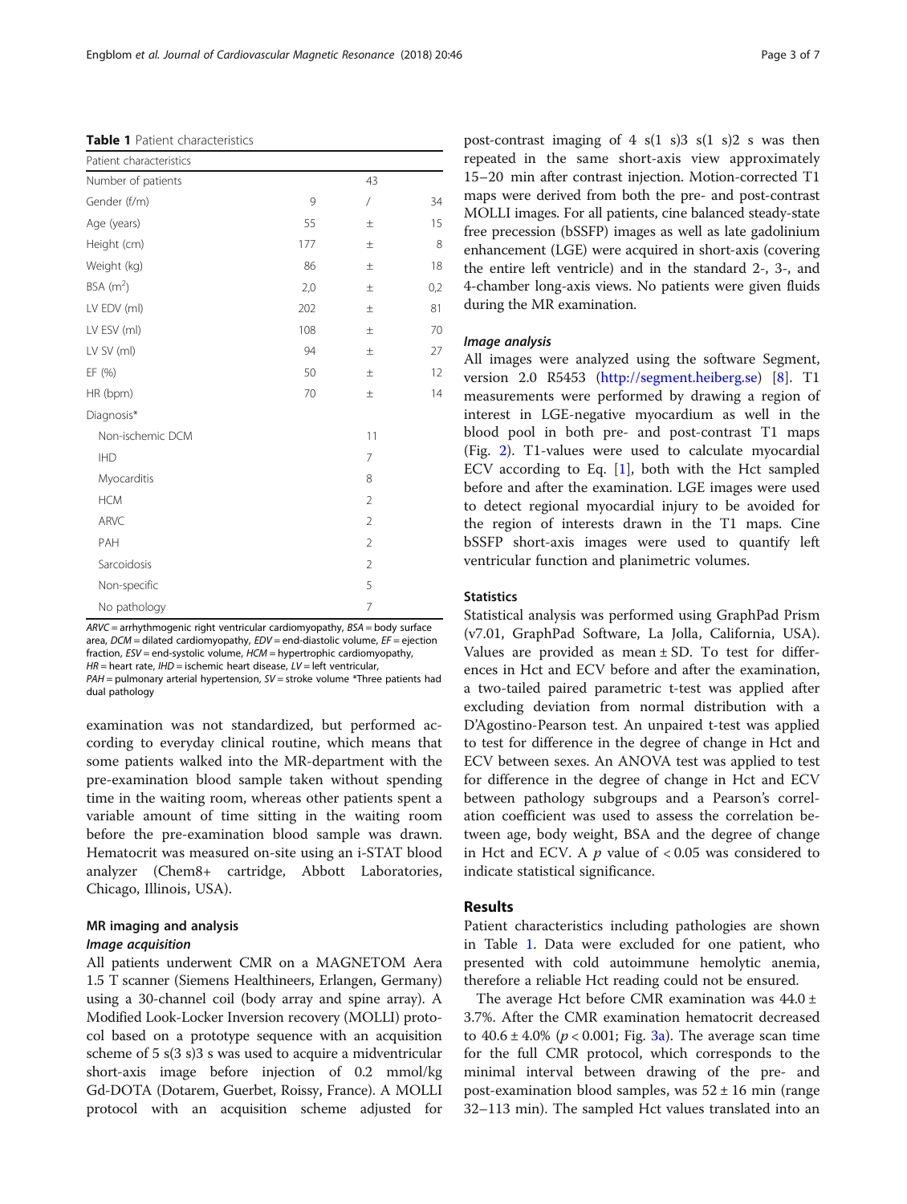**Table 1** Patient characteristics

| Patient characteristics | | | |
|---|---|---|---|
| Number of patients | | 43 | |
| Gender (f/m) | 9 | / | 34 |
| Age (years) | 55 | ± | 15 |
| Height (cm) | 177 | ± | 8 |
| Weight (kg) | 86 | ± | 18 |
| BSA ($m^2$) | 2,0 | ± | 0,2 |
| LV EDV (ml) | 202 | ± | 81 |
| LV ESV (ml) | 108 | ± | 70 |
| LV SV (ml) | 94 | ± | 27 |
| EF (%) | 50 | ± | 12 |
| HR (bpm) | 70 | ± | 14 |
| Diagnosis* | | | |
| Non-ischemic DCM | | 11 | |
| IHD | | 7 | |
| Myocarditis | | 8 | |
| HCM | | 2 | |
| ARVC | | 2 | |
| PAH | | 2 | |
| Sarcoidosis | | 2 | |
| Non-specific | | 5 | |
| No pathology | | 7 | |

*ARVC* = arrhythmogenic right ventricular cardiomyopathy, *BSA* = body surface area, *DCM* = dilated cardiomyopathy, *EDV* = end-diastolic volume, *EF* = ejection fraction, *ESV* = end-systolic volume, *HCM* = hypertrophic cardiomyopathy, *HR* = heart rate, *IHD* = ischemic heart disease, *LV* = left ventricular, *PAH* = pulmonary arterial hypertension, *SV* = stroke volume *Three patients had dual pathology

examination was not standardized, but performed according to everyday clinical routine, which means that some patients walked into the MR-department with the pre-examination blood sample taken without spending time in the waiting room, whereas other patients spent a variable amount of time sitting in the waiting room before the pre-examination blood sample was drawn. Hematocrit was measured on-site using an i-STAT blood analyzer (Chem8+ cartridge, Abbott Laboratories, Chicago, Illinois, USA).

## MR imaging and analysis

### *Image acquisition*

All patients underwent CMR on a MAGNETOM Aera 1.5 T scanner (Siemens Healthineers, Erlangen, Germany) using a 30-channel coil (body array and spine array). A Modified Look-Locker Inversion recovery (MOLLI) protocol based on a prototype sequence with an acquisition scheme of 5 s(3 s)3 s was used to acquire a midventricular short-axis image before injection of 0.2 mmol/kg Gd-DOTA (Dotarem, Guerbet, Roissy, France). A MOLLI protocol with an acquisition scheme adjusted for post-contrast imaging of 4 s(1 s)3 s(1 s)2 s was then repeated in the same short-axis view approximately 15–20 min after contrast injection. Motion-corrected T1 maps were derived from both the pre- and post-contrast MOLLI images. For all patients, cine balanced steady-state free precession (bSSFP) images as well as late gadolinium enhancement (LGE) were acquired in short-axis (covering the entire left ventricle) and in the standard 2-, 3-, and 4-chamber long-axis views. No patients were given fluids during the MR examination.

### *Image analysis*

All images were analyzed using the software Segment, version 2.0 R5453 (http://segment.heiberg.se) [8]. T1 measurements were performed by drawing a region of interest in LGE-negative myocardium as well in the blood pool in both pre- and post-contrast T1 maps (Fig. 2). T1-values were used to calculate myocardial ECV according to Eq. [1], both with the Hct sampled before and after the examination. LGE images were used to detect regional myocardial injury to be avoided for the region of interests drawn in the T1 maps. Cine bSSFP short-axis images were used to quantify left ventricular function and planimetric volumes.

## Statistics

Statistical analysis was performed using GraphPad Prism (v7.01, GraphPad Software, La Jolla, California, USA). Values are provided as mean ± SD. To test for differences in Hct and ECV before and after the examination, a two-tailed paired parametric t-test was applied after excluding deviation from normal distribution with a D'Agostino-Pearson test. An unpaired t-test was applied to test for difference in the degree of change in Hct and ECV between sexes. An ANOVA test was applied to test for difference in the degree of change in Hct and ECV between pathology subgroups and a Pearson's correlation coefficient was used to assess the correlation between age, body weight, BSA and the degree of change in Hct and ECV. A $p$ value of $< 0.05$ was considered to indicate statistical significance.

# Results

Patient characteristics including pathologies are shown in Table 1. Data were excluded for one patient, who presented with cold autoimmune hemolytic anemia, therefore a reliable Hct reading could not be ensured.

The average Hct before CMR examination was 44.0 ± 3.7%. After the CMR examination hematocrit decreased to 40.6 ± 4.0% ($p < 0.001$; Fig. 3a). The average scan time for the full CMR protocol, which corresponds to the minimal interval between drawing of the pre- and post-examination blood samples, was 52 ± 16 min (range 32–113 min). The sampled Hct values translated into an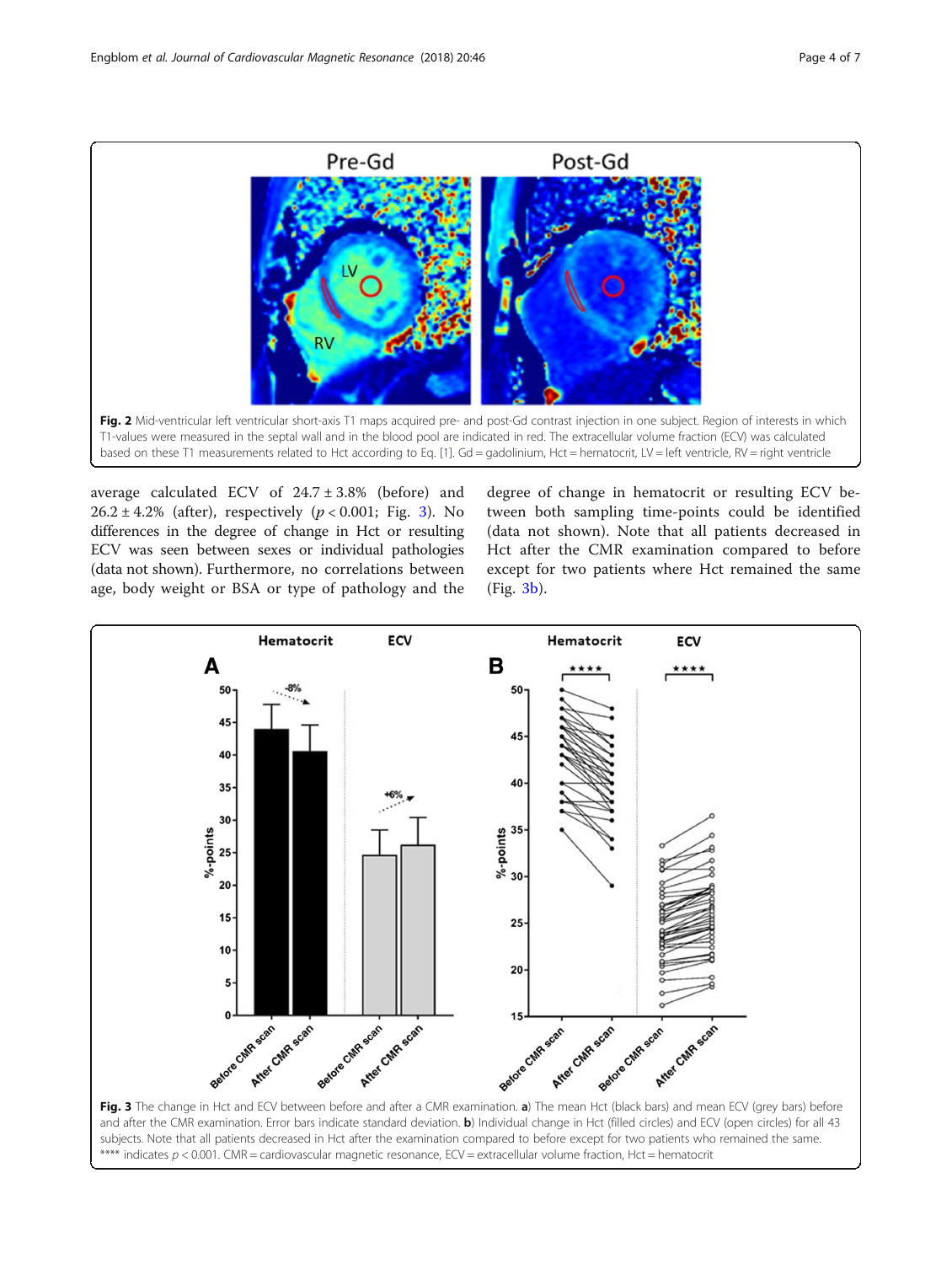Fig. 2 Mid-ventricular left ventricular short-axis T1 maps acquired pre- and post-Gd contrast injection in one subject. Region of interests in which T1-values were measured in the septal wall and in the blood pool are indicated in red. The extracellular volume fraction (ECV) was calculated based on these T1 measurements related to Hct according to Eq. [1]. Gd = gadolinium, Hct = hematocrit, LV = left ventricle, RV = right ventricle

average calculated ECV of 24.7 ± 3.8% (before) and 26.2 ± 4.2% (after), respectively ($p < 0.001$; Fig. 3). No differences in the degree of change in Hct or resulting ECV was seen between sexes or individual pathologies (data not shown). Furthermore, no correlations between age, body weight or BSA or type of pathology and the degree of change in hematocrit or resulting ECV between both sampling time-points could be identified (data not shown). Note that all patients decreased in Hct after the CMR examination compared to before except for two patients where Hct remained the same (Fig. 3b).

Fig. 3 The change in Hct and ECV between before and after a CMR examination. **a**) The mean Hct (black bars) and mean ECV (grey bars) before and after the CMR examination. Error bars indicate standard deviation. **b**) Individual change in Hct (filled circles) and ECV (open circles) for all 43 subjects. Note that all patients decreased in Hct after the examination compared to before except for two patients who remained the same. **** indicates $p < 0.001$. CMR = cardiovascular magnetic resonance, ECV = extracellular volume fraction, Hct = hematocrit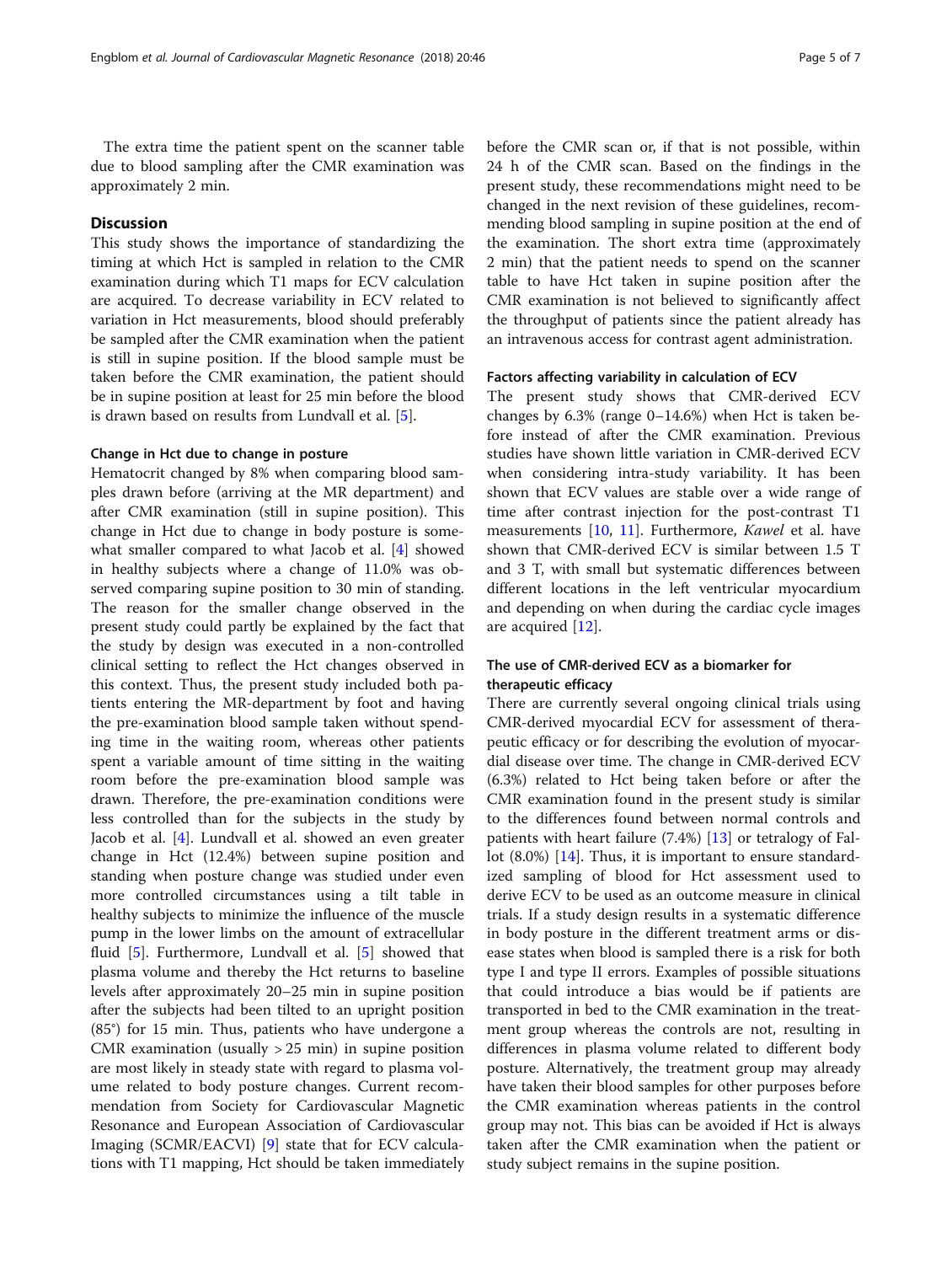The extra time the patient spent on the scanner table due to blood sampling after the CMR examination was approximately 2 min.

## Discussion

This study shows the importance of standardizing the timing at which Hct is sampled in relation to the CMR examination during which T1 maps for ECV calculation are acquired. To decrease variability in ECV related to variation in Hct measurements, blood should preferably be sampled after the CMR examination when the patient is still in supine position. If the blood sample must be taken before the CMR examination, the patient should be in supine position at least for 25 min before the blood is drawn based on results from Lundvall et al. [5].

### Change in Hct due to change in posture

Hematocrit changed by 8% when comparing blood samples drawn before (arriving at the MR department) and after CMR examination (still in supine position). This change in Hct due to change in body posture is somewhat smaller compared to what Jacob et al. [4] showed in healthy subjects where a change of 11.0% was observed comparing supine position to 30 min of standing. The reason for the smaller change observed in the present study could partly be explained by the fact that the study by design was executed in a non-controlled clinical setting to reflect the Hct changes observed in this context. Thus, the present study included both patients entering the MR-department by foot and having the pre-examination blood sample taken without spending time in the waiting room, whereas other patients spent a variable amount of time sitting in the waiting room before the pre-examination blood sample was drawn. Therefore, the pre-examination conditions were less controlled than for the subjects in the study by Jacob et al. [4]. Lundvall et al. showed an even greater change in Hct (12.4%) between supine position and standing when posture change was studied under even more controlled circumstances using a tilt table in healthy subjects to minimize the influence of the muscle pump in the lower limbs on the amount of extracellular fluid [5]. Furthermore, Lundvall et al. [5] showed that plasma volume and thereby the Hct returns to baseline levels after approximately 20–25 min in supine position after the subjects had been tilted to an upright position (85°) for 15 min. Thus, patients who have undergone a CMR examination (usually > 25 min) in supine position are most likely in steady state with regard to plasma volume related to body posture changes. Current recommendation from Society for Cardiovascular Magnetic Resonance and European Association of Cardiovascular Imaging (SCMR/EACVI) [9] state that for ECV calculations with T1 mapping, Hct should be taken immediately before the CMR scan or, if that is not possible, within 24 h of the CMR scan. Based on the findings in the present study, these recommendations might need to be changed in the next revision of these guidelines, recommending blood sampling in supine position at the end of the examination. The short extra time (approximately 2 min) that the patient needs to spend on the scanner table to have Hct taken in supine position after the CMR examination is not believed to significantly affect the throughput of patients since the patient already has an intravenous access for contrast agent administration.

### Factors affecting variability in calculation of ECV

The present study shows that CMR-derived ECV changes by 6.3% (range 0–14.6%) when Hct is taken before instead of after the CMR examination. Previous studies have shown little variation in CMR-derived ECV when considering intra-study variability. It has been shown that ECV values are stable over a wide range of time after contrast injection for the post-contrast T1 measurements [10, 11]. Furthermore, *Kawel* et al. have shown that CMR-derived ECV is similar between 1.5 T and 3 T, with small but systematic differences between different locations in the left ventricular myocardium and depending on when during the cardiac cycle images are acquired [12].

### The use of CMR-derived ECV as a biomarker for therapeutic efficacy

There are currently several ongoing clinical trials using CMR-derived myocardial ECV for assessment of therapeutic efficacy or for describing the evolution of myocardial disease over time. The change in CMR-derived ECV (6.3%) related to Hct being taken before or after the CMR examination found in the present study is similar to the differences found between normal controls and patients with heart failure (7.4%) [13] or tetralogy of Fallot (8.0%) [14]. Thus, it is important to ensure standardized sampling of blood for Hct assessment used to derive ECV to be used as an outcome measure in clinical trials. If a study design results in a systematic difference in body posture in the different treatment arms or disease states when blood is sampled there is a risk for both type I and type II errors. Examples of possible situations that could introduce a bias would be if patients are transported in bed to the CMR examination in the treatment group whereas the controls are not, resulting in differences in plasma volume related to different body posture. Alternatively, the treatment group may already have taken their blood samples for other purposes before the CMR examination whereas patients in the control group may not. This bias can be avoided if Hct is always taken after the CMR examination when the patient or study subject remains in the supine position.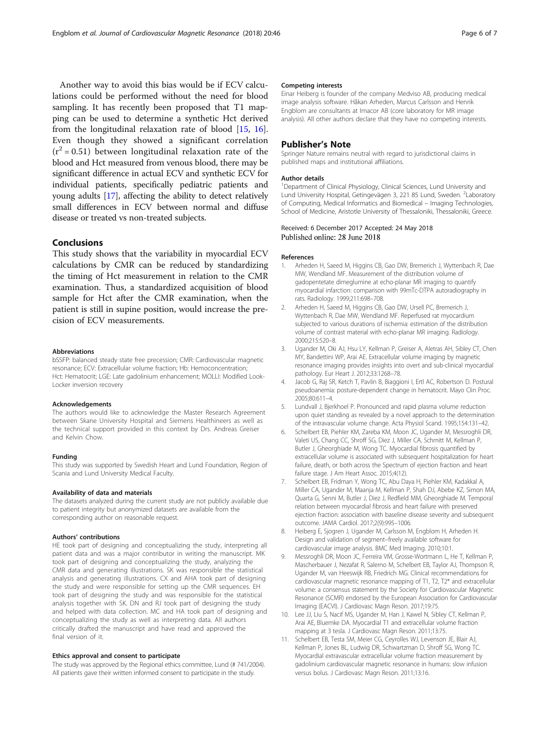Another way to avoid this bias would be if ECV calculations could be performed without the need for blood sampling. It has recently been proposed that T1 mapping can be used to determine a synthetic Hct derived from the longitudinal relaxation rate of blood [15, 16]. Even though they showed a significant correlation ($r^2 = 0.51$) between longitudinal relaxation rate of the blood and Hct measured from venous blood, there may be significant difference in actual ECV and synthetic ECV for individual patients, specifically pediatric patients and young adults [17], affecting the ability to detect relatively small differences in ECV between normal and diffuse disease or treated vs non-treated subjects.

## Conclusions

This study shows that the variability in myocardial ECV calculations by CMR can be reduced by standardizing the timing of Hct measurement in relation to the CMR examination. Thus, a standardized acquisition of blood sample for Hct after the CMR examination, when the patient is still in supine position, would increase the precision of ECV measurements.

#### Abbreviations

bSSFP: balanced steady state free precession; CMR: Cardiovascular magnetic resonance; ECV: Extracellular volume fraction; Hb: Hemoconcentration; Hct: Hematocrit; LGE: Late gadolinium enhancement; MOLLI: Modified Look-Locker inversion recovery

#### Acknowledgements

The authors would like to acknowledge the Master Research Agreement between Skane University Hospital and Siemens Healthineers as well as the technical support provided in this context by Drs. Andreas Greiser and Kelvin Chow.

#### Funding

This study was supported by Swedish Heart and Lund Foundation, Region of Scania and Lund University Medical Faculty.

#### Availability of data and materials

The datasets analyzed during the current study are not publicly available due to patient integrity but anonymized datasets are available from the corresponding author on reasonable request.

#### Authors' contributions

HE took part of designing and conceptualizing the study, interpreting all patient data and was a major contributor in writing the manuscript. MK took part of designing and conceptualizing the study, analyzing the CMR data and generating illustrations. SK was responsible the statistical analysis and generating illustrations. CX and AHA took part of designing the study and were responsible for setting up the CMR sequences. EH took part of designing the study and was responsible for the statistical analysis together with SK. DN and RJ took part of designing the study and helped with data collection. MC and HA took part of designing and conceptualizing the study as well as interpreting data. All authors critically drafted the manuscript and have read and approved the final version of it.

#### Ethics approval and consent to participate

The study was approved by the Regional ethics committee, Lund (# 741/2004). All patients gave their written informed consent to participate in the study.

#### Competing interests

Einar Heiberg is founder of the company Medviso AB, producing medical image analysis software. Håkan Arheden, Marcus Carlsson and Henrik Engblom are consultants at Imacor AB (core laboratory for MR image analysis). All other authors declare that they have no competing interests.

## Publisher's Note

Springer Nature remains neutral with regard to jurisdictional claims in published maps and institutional affiliations.

#### Author details

[1]Department of Clinical Physiology, Clinical Sciences, Lund University and Lund University Hospital, Getingevägen 3, 221 85 Lund, Sweden. [2]Laboratory of Computing, Medical Informatics and Biomedical – Imaging Technologies, School of Medicine, Aristotle University of Thessaloniki, Thessaloniki, Greece.

Received: 6 December 2017 Accepted: 24 May 2018
Published online: 28 June 2018

#### References

1. Arheden H, Saeed M, Higgins CB, Gao DW, Bremerich J, Wyttenbach R, Dae MW, Wendland MF. Measurement of the distribution volume of gadopentetate dimeglumine at echo-planar MR imaging to quantify myocardial infarction: comparison with 99mTc-DTPA autoradiography in rats. Radiology. 1999;211:698–708.
2. Arheden H, Saeed M, Higgins CB, Gao DW, Ursell PC, Bremerich J, Wyttenbach R, Dae MW, Wendland MF. Reperfused rat myocardium subjected to various durations of ischemia: estimation of the distribution volume of contrast material with echo-planar MR imaging. Radiology. 2000;215:520–8.
3. Ugander M, Oki AJ, Hsu LY, Kellman P, Greiser A, Aletras AH, Sibley CT, Chen MY, Bandettini WP, Arai AE. Extracellular volume imaging by magnetic resonance imaging provides insights into overt and sub-clinical myocardial pathology. Eur Heart J. 2012;33:1268–78.
4. Jacob G, Raj SR, Ketch T, Pavlin B, Biaggioni I, Ertl AC, Robertson D. Postural pseudoanemia: posture-dependent change in hematocrit. Mayo Clin Proc. 2005;80:611–4.
5. Lundvall J, Bjerkhoel P. Pronounced and rapid plasma volume reduction upon quiet standing as revealed by a novel approach to the determination of the intravascular volume change. Acta Physiol Scand. 1995;154:131–42.
6. Schelbert EB, Piehler KM, Zareba KM, Moon JC, Ugander M, Messroghli DR, Valeti US, Chang CC, Shroff SG, Diez J, Miller CA, Schmitt M, Kellman P, Butler J, Gheorghiade M, Wong TC. Myocardial fibrosis quantified by extracellular volume is associated with subsequent hospitalization for heart failure, death, or both across the Spectrum of ejection fraction and heart failure stage. J Am Heart Assoc. 2015;4(12).
7. Schelbert EB, Fridman Y, Wong TC, Abu Daya H, Piehler KM, Kadakkal A, Miller CA, Ugander M, Maanja M, Kellman P, Shah DJ, Abebe KZ, Simon MA, Quarta G, Senni M, Butler J, Diez J, Redfield MM, Gheorghiade M. Temporal relation between myocardial fibrosis and heart failure with preserved ejection fraction: association with baseline disease severity and subsequent outcome. JAMA Cardiol. 2017;2(9):995–1006.
8. Heiberg E, Sjogren J, Ugander M, Carlsson M, Engblom H, Arheden H. Design and validation of segment–freely available software for cardiovascular image analysis. BMC Med Imaging. 2010;10:1.
9. Messroghli DR, Moon JC, Ferreira VM, Grosse-Wortmann L, He T, Kellman P, Mascherbauer J, Nezafat R, Salerno M, Schelbert EB, Taylor AJ, Thompson R, Ugander M, van Heeswijk RB, Friedrich MG. Clinical recommendations for cardiovascular magnetic resonance mapping of T1, T2, T2* and extracellular volume: a consensus statement by the Society for Cardiovascular Magnetic Resonance (SCMR) endorsed by the European Association for Cardiovascular Imaging (EACVI). J Cardiovasc Magn Reson. 2017;19:75.
10. Lee JJ, Liu S, Nacif MS, Ugander M, Han J, Kawel N, Sibley CT, Kellman P, Arai AE, Bluemke DA. Myocardial T1 and extracellular volume fraction mapping at 3 tesla. J Cardiovasc Magn Reson. 2011;13:75.
11. Schelbert EB, Testa SM, Meier CG, Ceyrolles WJ, Levenson JE, Blair AJ, Kellman P, Jones BL, Ludwig DR, Schwartzman D, Shroff SG, Wong TC. Myocardial extravascular extracellular volume fraction measurement by gadolinium cardiovascular magnetic resonance in humans: slow infusion versus bolus. J Cardiovasc Magn Reson. 2011;13:16.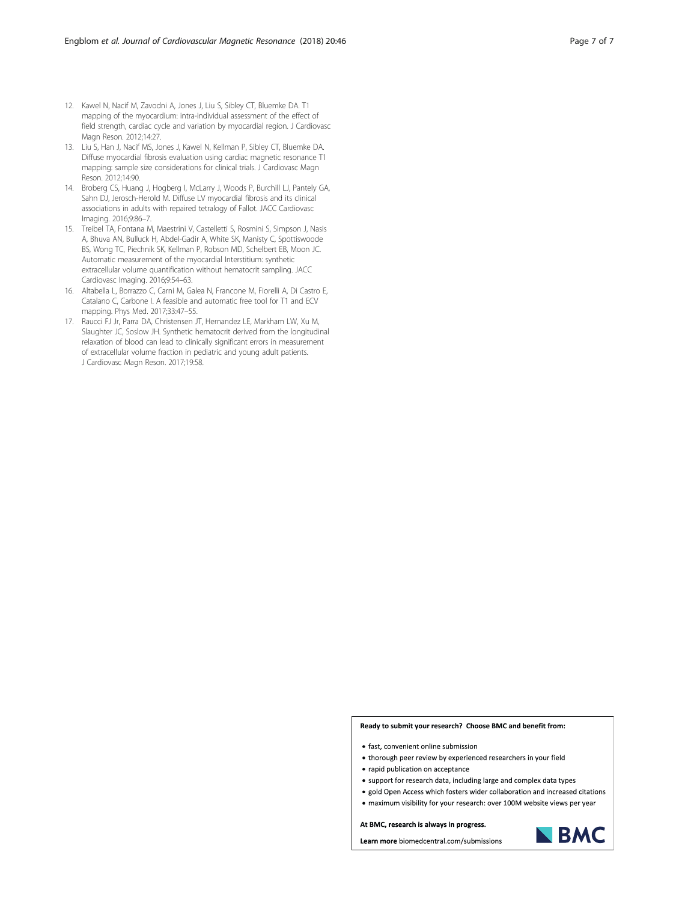12. Kawel N, Nacif M, Zavodni A, Jones J, Liu S, Sibley CT, Bluemke DA. T1 mapping of the myocardium: intra-individual assessment of the effect of field strength, cardiac cycle and variation by myocardial region. J Cardiovasc Magn Reson. 2012;14:27.
13. Liu S, Han J, Nacif MS, Jones J, Kawel N, Kellman P, Sibley CT, Bluemke DA. Diffuse myocardial fibrosis evaluation using cardiac magnetic resonance T1 mapping: sample size considerations for clinical trials. J Cardiovasc Magn Reson. 2012;14:90.
14. Broberg CS, Huang J, Hogberg I, McLarry J, Woods P, Burchill LJ, Pantely GA, Sahn DJ, Jerosch-Herold M. Diffuse LV myocardial fibrosis and its clinical associations in adults with repaired tetralogy of Fallot. JACC Cardiovasc Imaging. 2016;9:86–7.
15. Treibel TA, Fontana M, Maestrini V, Castelletti S, Rosmini S, Simpson J, Nasis A, Bhuva AN, Bulluck H, Abdel-Gadir A, White SK, Manisty C, Spottiswoode BS, Wong TC, Piechnik SK, Kellman P, Robson MD, Schelbert EB, Moon JC. Automatic measurement of the myocardial Interstitium: synthetic extracellular volume quantification without hematocrit sampling. JACC Cardiovasc Imaging. 2016;9:54–63.
16. Altabella L, Borrazzo C, Carni M, Galea N, Francone M, Fiorelli A, Di Castro E, Catalano C, Carbone I. A feasible and automatic free tool for T1 and ECV mapping. Phys Med. 2017;33:47–55.
17. Raucci FJ Jr, Parra DA, Christensen JT, Hernandez LE, Markham LW, Xu M, Slaughter JC, Soslow JH. Synthetic hematocrit derived from the longitudinal relaxation of blood can lead to clinically significant errors in measurement of extracellular volume fraction in pediatric and young adult patients. J Cardiovasc Magn Reson. 2017;19:58.

**Ready to submit your research? Choose BMC and benefit from:**

- fast, convenient online submission
- thorough peer review by experienced researchers in your field
- rapid publication on acceptance
- support for research data, including large and complex data types
- gold Open Access which fosters wider collaboration and increased citations
- maximum visibility for your research: over 100M website views per year

**At BMC, research is always in progress.**

**Learn more** biomedcentral.com/submissions

BMC